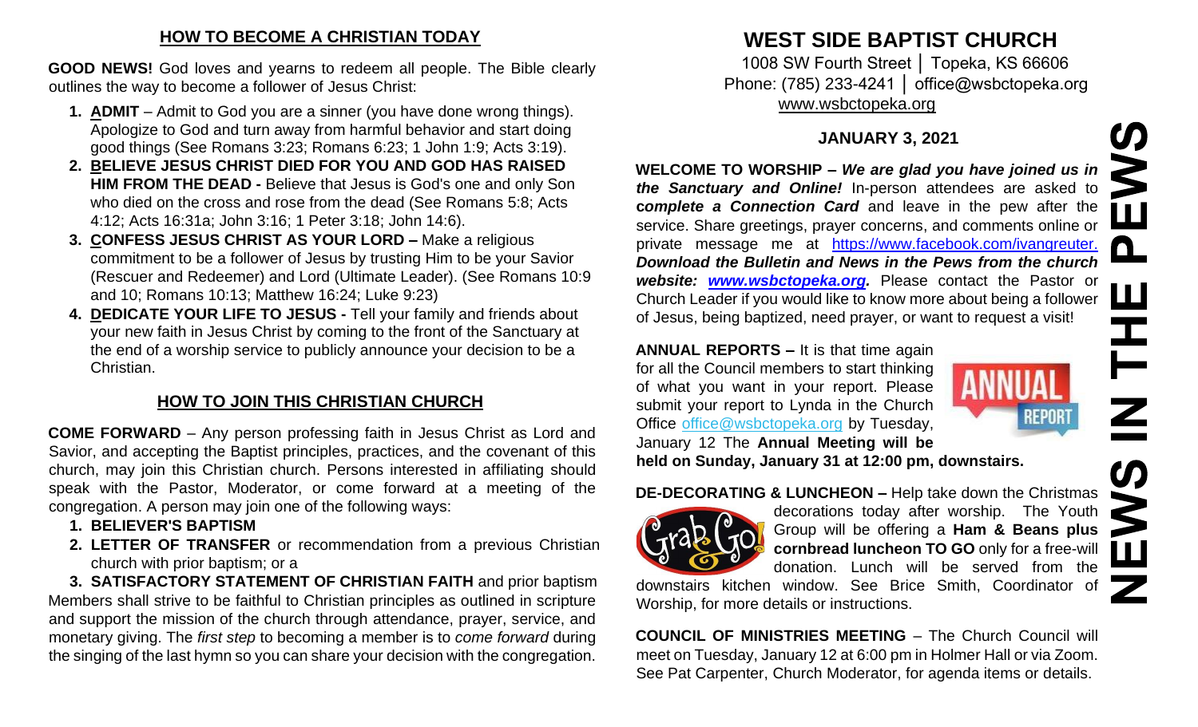## HOW TO BECOME A CHRISTIAN TODAY

**GOOD NEWS!** God loves and yearns to redeem all people. The Bible clearly outlines the way to become a follower of Jesus Christ:

1. **ADMIT** – Admit to God you are a sinner (you have done wrong things). Apologize to God and turn away from harmful behavior and start doing good things (See Romans 3:23; Romans 6:23; 1 John 1:9; Acts 3:19).
2. **BELIEVE JESUS CHRIST DIED FOR YOU AND GOD HAS RAISED HIM FROM THE DEAD -** Believe that Jesus is God's one and only Son who died on the cross and rose from the dead (See Romans 5:8; Acts 4:12; Acts 16:31a; John 3:16; 1 Peter 3:18; John 14:6).
3. **CONFESS JESUS CHRIST AS YOUR LORD –** Make a religious commitment to be a follower of Jesus by trusting Him to be your Savior (Rescuer and Redeemer) and Lord (Ultimate Leader). (See Romans 10:9 and 10; Romans 10:13; Matthew 16:24; Luke 9:23)
4. **DEDICATE YOUR LIFE TO JESUS -** Tell your family and friends about your new faith in Jesus Christ by coming to the front of the Sanctuary at the end of a worship service to publicly announce your decision to be a Christian.

## HOW TO JOIN THIS CHRISTIAN CHURCH

**COME FORWARD** – Any person professing faith in Jesus Christ as Lord and Savior, and accepting the Baptist principles, practices, and the covenant of this church, may join this Christian church. Persons interested in affiliating should speak with the Pastor, Moderator, or come forward at a meeting of the congregation. A person may join one of the following ways:

1. **BELIEVER'S BAPTISM**
2. **LETTER OF TRANSFER** or recommendation from a previous Christian church with prior baptism; or a
3. **SATISFACTORY STATEMENT OF CHRISTIAN FAITH** and prior baptism

Members shall strive to be faithful to Christian principles as outlined in scripture and support the mission of the church through attendance, prayer, service, and monetary giving. The *first step* to becoming a member is to *come forward* during the singing of the last hymn so you can share your decision with the congregation.

# WEST SIDE BAPTIST CHURCH

1008 SW Fourth Street │ Topeka, KS 66606
Phone: (785) 233-4241 │ office@wsbctopeka.org
www.wsbctopeka.org

# NEWS IN THE PEWS

### JANUARY 3, 2021

**WELCOME TO WORSHIP –** ***We are glad you have joined us in the Sanctuary and Online!*** In-person attendees are asked to ***complete a Connection Card*** and leave in the pew after the service. Share greetings, prayer concerns, and comments online or private message me at https://www.facebook.com/ivangreuter. ***Download the Bulletin and News in the Pews from the church website: www.wsbctopeka.org.*** Please contact the Pastor or Church Leader if you would like to know more about being a follower of Jesus, being baptized, need prayer, or want to request a visit!

**ANNUAL REPORTS –** It is that time again for all the Council members to start thinking of what you want in your report. Please submit your report to Lynda in the Church Office office@wsbctopeka.org by Tuesday, January 12 The **Annual Meeting will be held on Sunday, January 31 at 12:00 pm, downstairs.**

**DE-DECORATING & LUNCHEON –** Help take down the Christmas decorations today after worship. The Youth Group will be offering a **Ham & Beans plus cornbread luncheon TO GO** only for a free-will donation. Lunch will be served from the downstairs kitchen window. See Brice Smith, Coordinator of Worship, for more details or instructions.

**COUNCIL OF MINISTRIES MEETING** – The Church Council will meet on Tuesday, January 12 at 6:00 pm in Holmer Hall or via Zoom. See Pat Carpenter, Church Moderator, for agenda items or details.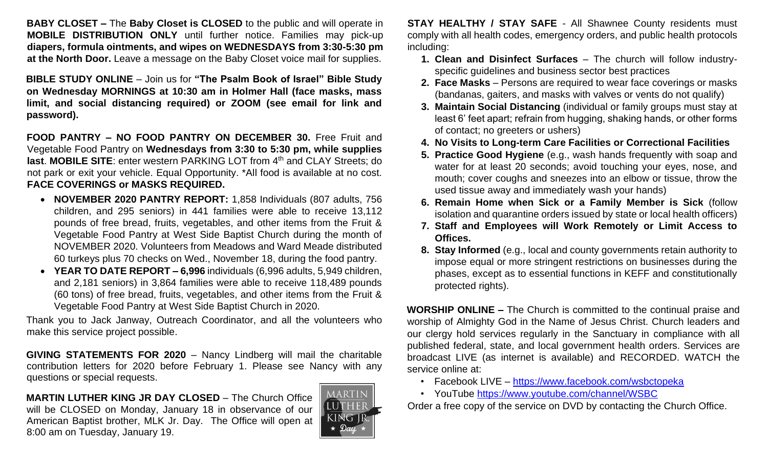**BABY CLOSET –** The **Baby Closet is CLOSED** to the public and will operate in **MOBILE DISTRIBUTION ONLY** until further notice. Families may pick-up **diapers, formula ointments, and wipes on WEDNESDAYS from 3:30-5:30 pm at the North Door.** Leave a message on the Baby Closet voice mail for supplies.

**BIBLE STUDY ONLINE** – Join us for **"The Psalm Book of Israel" Bible Study on Wednesday MORNINGS at 10:30 am in Holmer Hall (face masks, mass limit, and social distancing required) or ZOOM (see email for link and password).**

**FOOD PANTRY – NO FOOD PANTRY ON DECEMBER 30.** Free Fruit and Vegetable Food Pantry on **Wednesdays from 3:30 to 5:30 pm, while supplies last**. **MOBILE SITE**: enter western PARKING LOT from 4th and CLAY Streets; do not park or exit your vehicle. Equal Opportunity. *All food is available at no cost. **FACE COVERINGS or MASKS REQUIRED.**

- **NOVEMBER 2020 PANTRY REPORT:** 1,858 Individuals (807 adults, 756 children, and 295 seniors) in 441 families were able to receive 13,112 pounds of free bread, fruits, vegetables, and other items from the Fruit & Vegetable Food Pantry at West Side Baptist Church during the month of NOVEMBER 2020. Volunteers from Meadows and Ward Meade distributed 60 turkeys plus 70 checks on Wed., November 18, during the food pantry.
- **YEAR TO DATE REPORT – 6,996** individuals (6,996 adults, 5,949 children, and 2,181 seniors) in 3,864 families were able to receive 118,489 pounds (60 tons) of free bread, fruits, vegetables, and other items from the Fruit & Vegetable Food Pantry at West Side Baptist Church in 2020.

Thank you to Jack Janway, Outreach Coordinator, and all the volunteers who make this service project possible.

**GIVING STATEMENTS FOR 2020** – Nancy Lindberg will mail the charitable contribution letters for 2020 before February 1. Please see Nancy with any questions or special requests.

**MARTIN LUTHER KING JR DAY CLOSED** – The Church Office will be CLOSED on Monday, January 18 in observance of our American Baptist brother, MLK Jr. Day. The Office will open at 8:00 am on Tuesday, January 19.

**STAY HEALTHY / STAY SAFE** - All Shawnee County residents must comply with all health codes, emergency orders, and public health protocols including:

1. **Clean and Disinfect Surfaces** – The church will follow industry-specific guidelines and business sector best practices
2. **Face Masks** – Persons are required to wear face coverings or masks (bandanas, gaiters, and masks with valves or vents do not qualify)
3. **Maintain Social Distancing** (individual or family groups must stay at least 6' feet apart; refrain from hugging, shaking hands, or other forms of contact; no greeters or ushers)
4. **No Visits to Long-term Care Facilities or Correctional Facilities**
5. **Practice Good Hygiene** (e.g., wash hands frequently with soap and water for at least 20 seconds; avoid touching your eyes, nose, and mouth; cover coughs and sneezes into an elbow or tissue, throw the used tissue away and immediately wash your hands)
6. **Remain Home when Sick or a Family Member is Sick** (follow isolation and quarantine orders issued by state or local health officers)
7. **Staff and Employees will Work Remotely or Limit Access to Offices.**
8. **Stay Informed** (e.g., local and county governments retain authority to impose equal or more stringent restrictions on businesses during the phases, except as to essential functions in KEFF and constitutionally protected rights).

**WORSHIP ONLINE –** The Church is committed to the continual praise and worship of Almighty God in the Name of Jesus Christ. Church leaders and our clergy hold services regularly in the Sanctuary in compliance with all published federal, state, and local government health orders. Services are broadcast LIVE (as internet is available) and RECORDED. WATCH the service online at:

- Facebook LIVE – https://www.facebook.com/wsbctopeka
- YouTube https://www.youtube.com/channel/WSBC

Order a free copy of the service on DVD by contacting the Church Office.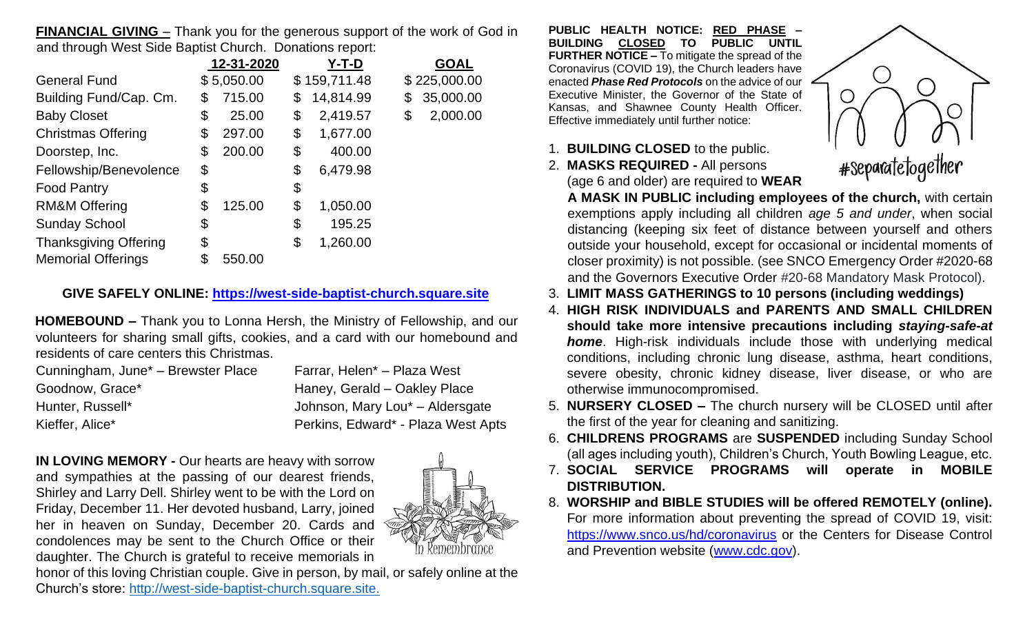**FINANCIAL GIVING** – Thank you for the generous support of the work of God in and through West Side Baptist Church. Donations report:

| | 12-31-2020 | Y-T-D | GOAL |
|---|---|---|---|
| General Fund | $ 5,050.00 | $ 159,711.48 | $ 225,000.00 |
| Building Fund/Cap. Cm. | $ 715.00 | $ 14,814.99 | $ 35,000.00 |
| Baby Closet | $ 25.00 | $ 2,419.57 | $ 2,000.00 |
| Christmas Offering | $ 297.00 | $ 1,677.00 | |
| Doorstep, Inc. | $ 200.00 | $ 400.00 | |
| Fellowship/Benevolence | $ | $ 6,479.98 | |
| Food Pantry | $ | $ | |
| RM&M Offering | $ 125.00 | $ 1,050.00 | |
| Sunday School | $ | $ 195.25 | |
| Thanksgiving Offering | $ | $ 1,260.00 | |
| Memorial Offerings | $ 550.00 | | |

**GIVE SAFELY ONLINE: https://west-side-baptist-church.square.site**

**HOMEBOUND –** Thank you to Lonna Hersh, the Ministry of Fellowship, and our volunteers for sharing small gifts, cookies, and a card with our homebound and residents of care centers this Christmas.

| | |
|---|---|
| Cunningham, June* – Brewster Place | Farrar, Helen* – Plaza West |
| Goodnow, Grace* | Haney, Gerald – Oakley Place |
| Hunter, Russell* | Johnson, Mary Lou* – Aldersgate |
| Kieffer, Alice* | Perkins, Edward* - Plaza West Apts |

**IN LOVING MEMORY -** Our hearts are heavy with sorrow and sympathies at the passing of our dearest friends, Shirley and Larry Dell. Shirley went to be with the Lord on Friday, December 11. Her devoted husband, Larry, joined her in heaven on Sunday, December 20. Cards and condolences may be sent to the Church Office or their daughter. The Church is grateful to receive memorials in honor of this loving Christian couple. Give in person, by mail, or safely online at the Church's store: http://west-side-baptist-church.square.site.

In Remembrance

**PUBLIC HEALTH NOTICE: RED PHASE – BUILDING CLOSED TO PUBLIC UNTIL FURTHER NOTICE –** To mitigate the spread of the Coronavirus (COVID 19), the Church leaders have enacted ***Phase Red Protocols*** on the advice of our Executive Minister, the Governor of the State of Kansas, and Shawnee County Health Officer. Effective immediately until further notice:

#separatetogether

1. **BUILDING CLOSED** to the public.
2. **MASKS REQUIRED -** All persons (age 6 and older) are required to **WEAR A MASK IN PUBLIC including employees of the church,** with certain exemptions apply including all children *age 5 and under*, when social distancing (keeping six feet of distance between yourself and others outside your household, except for occasional or incidental moments of closer proximity) is not possible. (see SNCO Emergency Order #2020-68 and the Governors Executive Order #20-68 Mandatory Mask Protocol).
3. **LIMIT MASS GATHERINGS to 10 persons (including weddings)**
4. **HIGH RISK INDIVIDUALS and PARENTS AND SMALL CHILDREN should take more intensive precautions including *staying-safe-at home***. High-risk individuals include those with underlying medical conditions, including chronic lung disease, asthma, heart conditions, severe obesity, chronic kidney disease, liver disease, or who are otherwise immunocompromised.
5. **NURSERY CLOSED –** The church nursery will be CLOSED until after the first of the year for cleaning and sanitizing.
6. **CHILDRENS PROGRAMS** are **SUSPENDED** including Sunday School (all ages including youth), Children's Church, Youth Bowling League, etc.
7. **SOCIAL SERVICE PROGRAMS will operate in MOBILE DISTRIBUTION.**
8. **WORSHIP and BIBLE STUDIES will be offered REMOTELY (online).** For more information about preventing the spread of COVID 19, visit: https://www.snco.us/hd/coronavirus or the Centers for Disease Control and Prevention website (www.cdc.gov).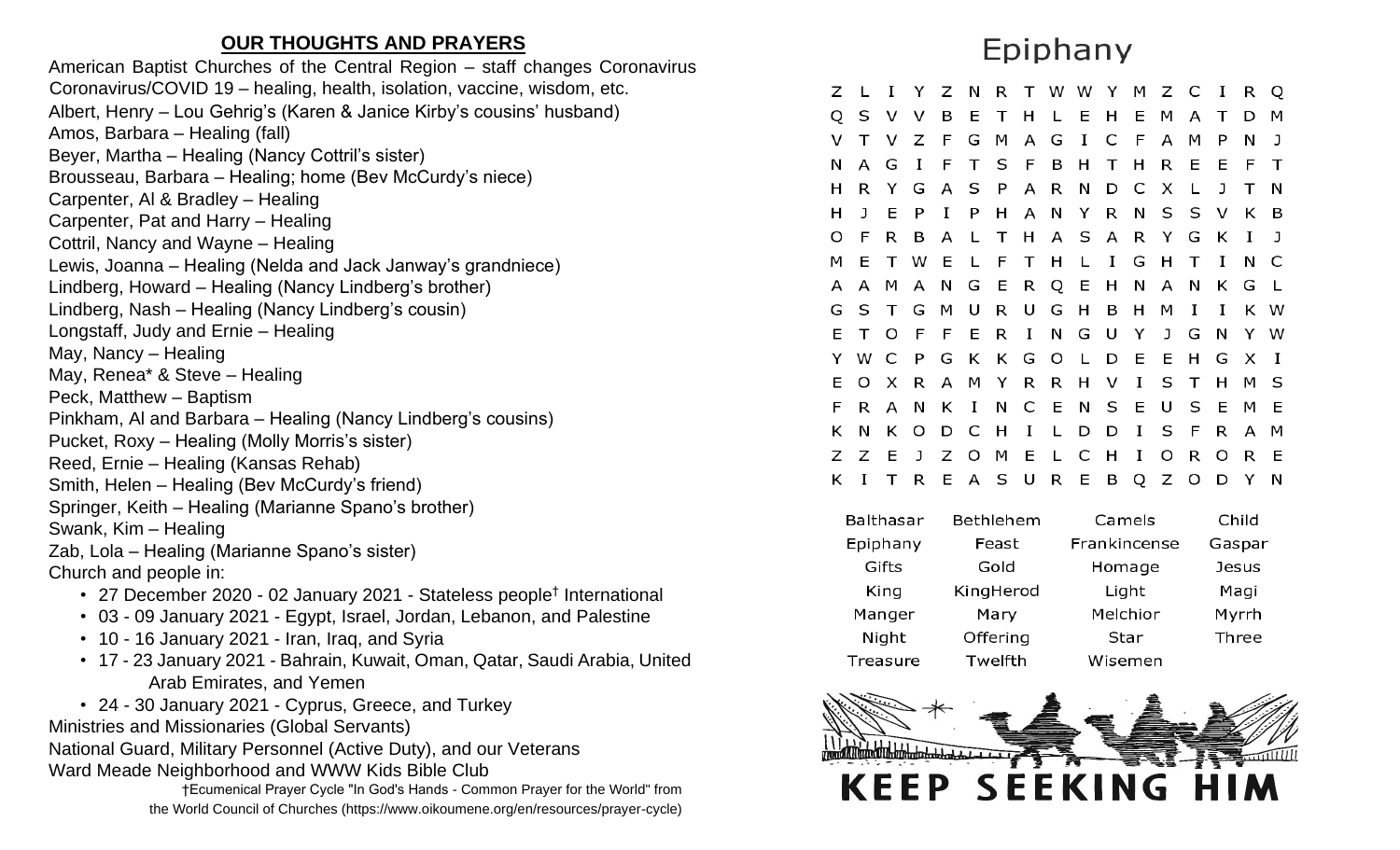## OUR THOUGHTS AND PRAYERS

American Baptist Churches of the Central Region – staff changes Coronavirus Coronavirus/COVID 19 – healing, health, isolation, vaccine, wisdom, etc.

Albert, Henry – Lou Gehrig's (Karen & Janice Kirby's cousins' husband)
Amos, Barbara – Healing (fall)
Beyer, Martha – Healing (Nancy Cottril's sister)
Brousseau, Barbara – Healing; home (Bev McCurdy's niece)
Carpenter, Al & Bradley – Healing
Carpenter, Pat and Harry – Healing
Cottril, Nancy and Wayne – Healing
Lewis, Joanna – Healing (Nelda and Jack Janway's grandniece)
Lindberg, Howard – Healing (Nancy Lindberg's brother)
Lindberg, Nash – Healing (Nancy Lindberg's cousin)
Longstaff, Judy and Ernie – Healing
May, Nancy – Healing
May, Renea* & Steve – Healing
Peck, Matthew – Baptism
Pinkham, Al and Barbara – Healing (Nancy Lindberg's cousins)
Pucket, Roxy – Healing (Molly Morris's sister)
Reed, Ernie – Healing (Kansas Rehab)
Smith, Helen – Healing (Bev McCurdy's friend)
Springer, Keith – Healing (Marianne Spano's brother)
Swank, Kim – Healing
Zab, Lola – Healing (Marianne Spano's sister)

Church and people in:

- 27 December 2020 - 02 January 2021 - Stateless people† International
- 03 - 09 January 2021 - Egypt, Israel, Jordan, Lebanon, and Palestine
- 10 - 16 January 2021 - Iran, Iraq, and Syria
- 17 - 23 January 2021 - Bahrain, Kuwait, Oman, Qatar, Saudi Arabia, United Arab Emirates, and Yemen
- 24 - 30 January 2021 - Cyprus, Greece, and Turkey

Ministries and Missionaries (Global Servants)
National Guard, Military Personnel (Active Duty), and our Veterans
Ward Meade Neighborhood and WWW Kids Bible Club

†Ecumenical Prayer Cycle "In God's Hands - Common Prayer for the World" from the World Council of Churches (https://www.oikoumene.org/en/prayer-cycle)

# Epiphany

```
Z L I Y Z N R T W W Y M Z C I R Q
Q S V V B E T H L E H E M A T D M
V T V Z F G M A G I C F A M P N J
N A G I F T S F B H T H R E E F T
H R Y G A S P A R N D C X L J T N
H J E P I P H A N Y R N S S V K B
O F R B A L T H A S A R Y G K I J
M E T W E L F T H L I G H T I N C
A A M A N G E R Q E H N A N K G L
G S T G M U R U G H B H M I I K W
E T O F F E R I N G U Y J G N Y W
Y W C P G K K G O L D E E H G X I
E O X R A M Y R R H V I S T H M S
F R A N K I N C E N S E U S E M E
K N K O D C H I L D D I S F R A M
Z Z E J Z O M E L C H I O R O R E
K I T R E A S U R E B Q Z O D Y N
```

| | | | |
|---|---|---|---|
| Balthasar | Bethlehem | Camels | Child |
| Epiphany | Feast | Frankincense | Gaspar |
| Gifts | Gold | Homage | Jesus |
| King | KingHerod | Light | Magi |
| Manger | Mary | Melchior | Myrrh |
| Night | Offering | Star | Three |
| Treasure | Twelfth | Wisemen | |

KEEP SEEKING HIM